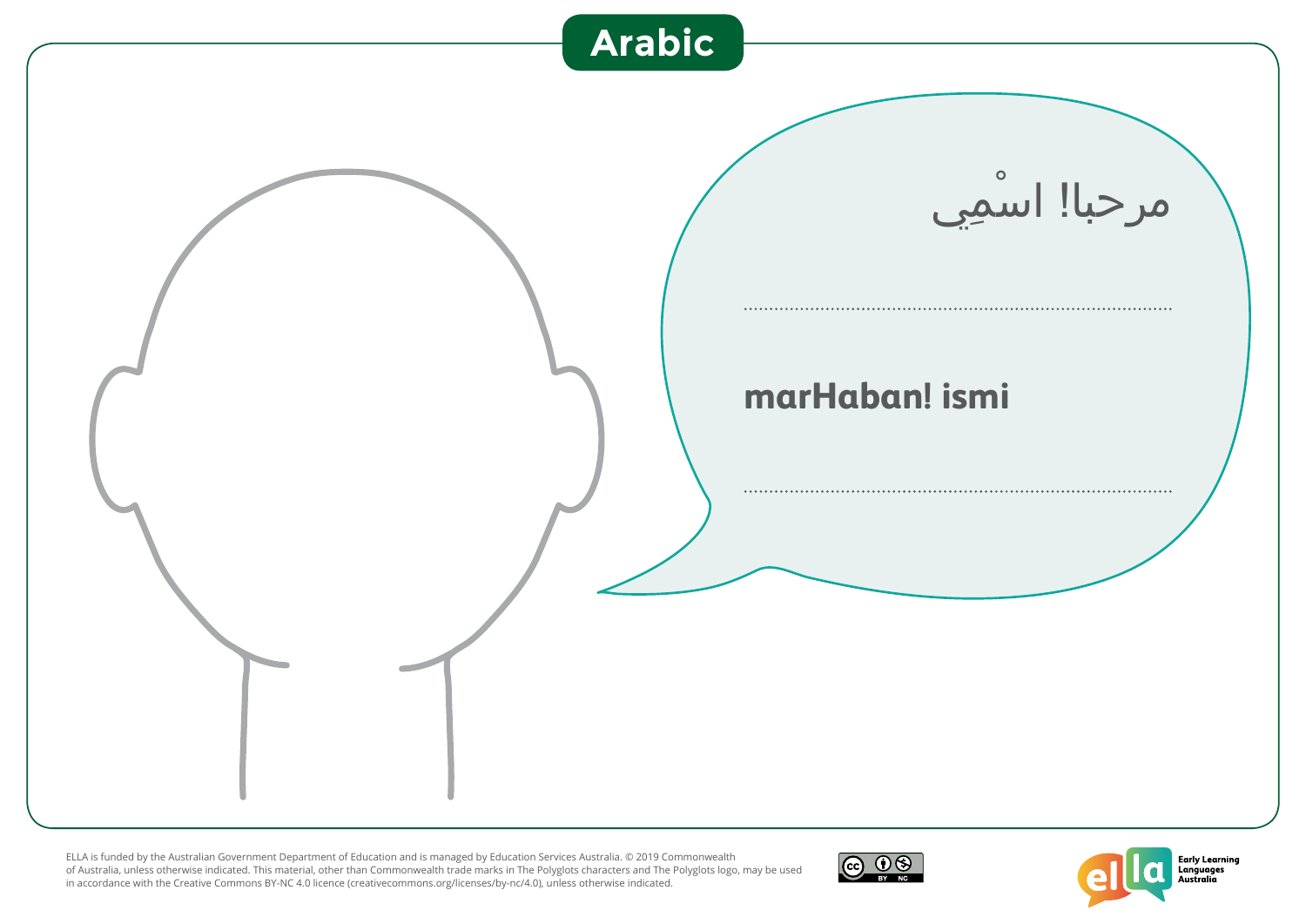# Arabic

مرحبا! اسْمِي

..........................................................................................

**marHaban! ismi**

..........................................................................................

ELLA is funded by the Australian Government Department of Education and is managed by Education Services Australia. © 2019 Commonwealth of Australia, unless otherwise indicated. This material, other than Commonwealth trade marks in The Polyglots characters and The Polyglots logo, may be used in accordance with the Creative Commons BY-NC 4.0 licence (creativecommons.org/licenses/by-nc/4.0), unless otherwise indicated.

Early Learning Languages Australia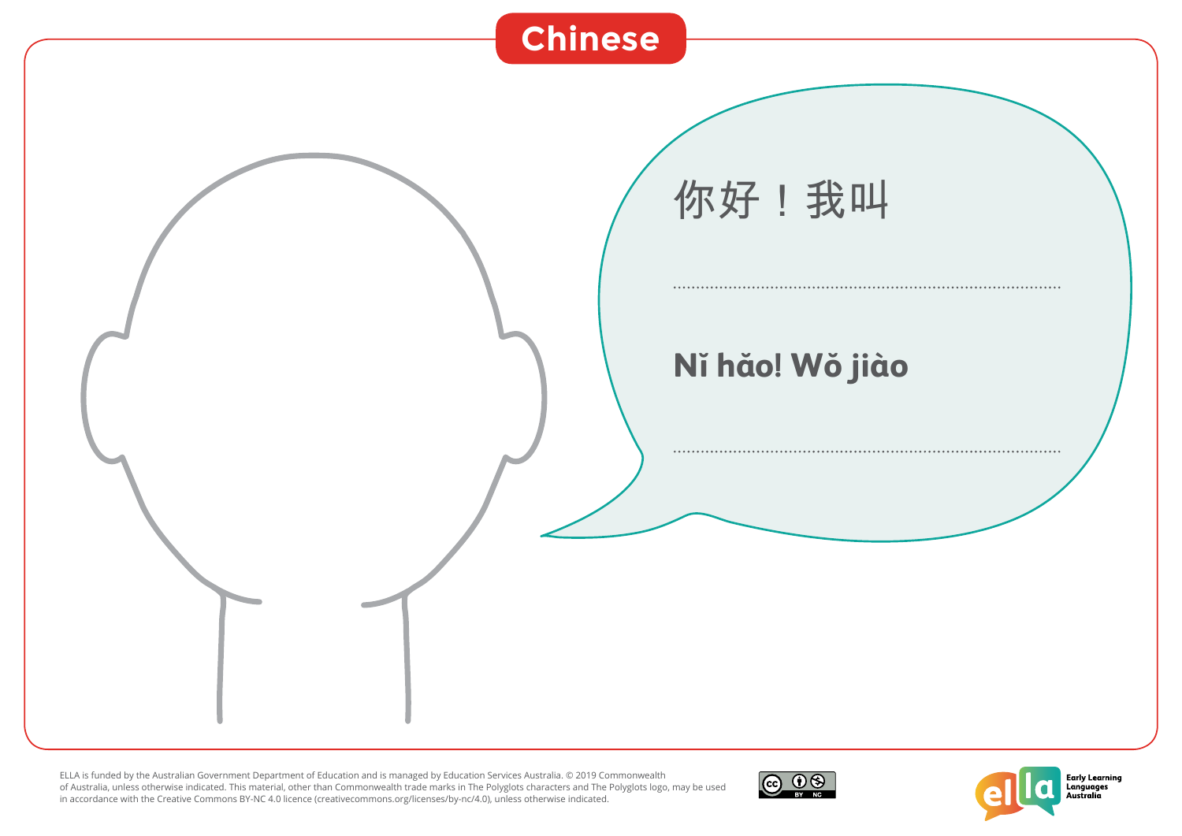# Chinese

你好！我叫

..............................................................................

**Nǐ hǎo! Wǒ jiào**

..............................................................................

ELLA is funded by the Australian Government Department of Education and is managed by Education Services Australia. © 2019 Commonwealth of Australia, unless otherwise indicated. This material, other than Commonwealth trade marks in The Polyglots characters and The Polyglots logo, may be used in accordance with the Creative Commons BY-NC 4.0 licence (creativecommons.org/licenses/by-nc/4.0), unless otherwise indicated.

Early Learning Languages Australia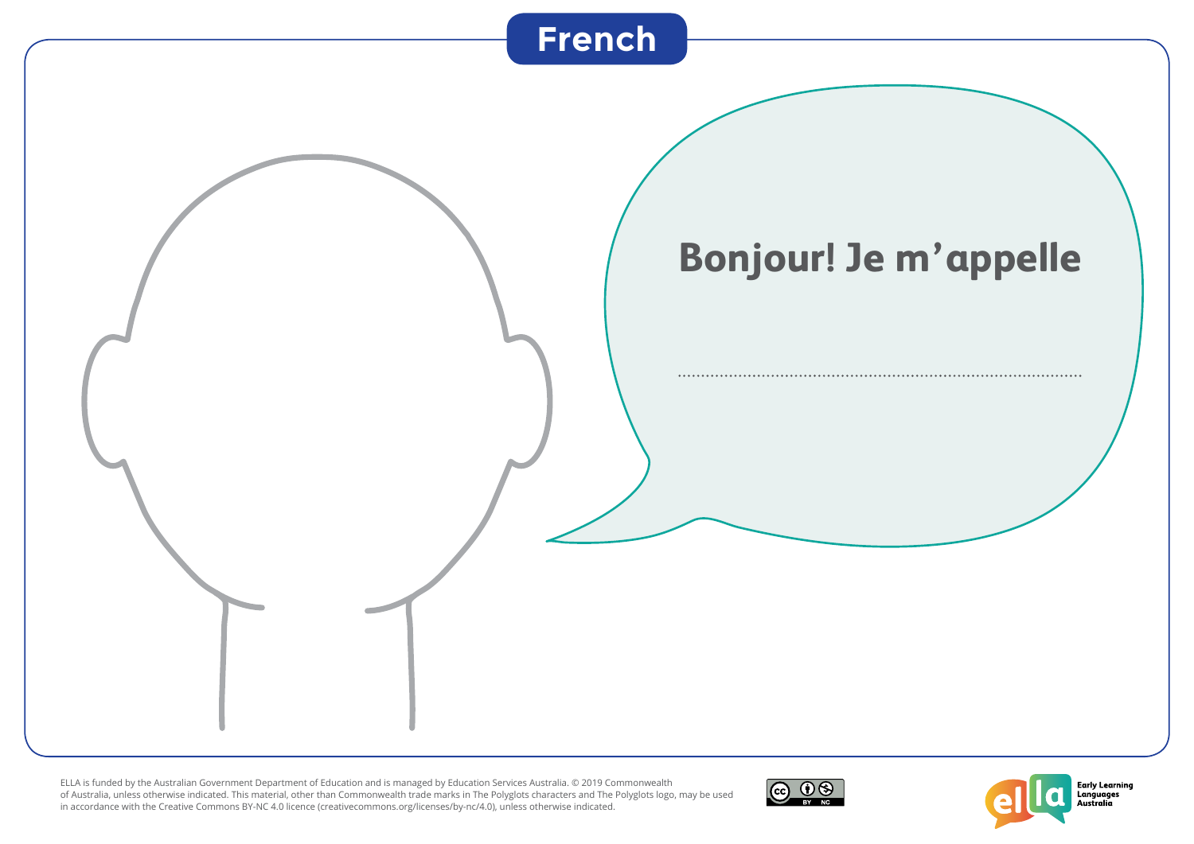# French

**Bonjour! Je m'appelle**

..............................................................................................

ELLA is funded by the Australian Government Department of Education and is managed by Education Services Australia. © 2019 Commonwealth of Australia, unless otherwise indicated. This material, other than Commonwealth trade marks in The Polyglots characters and The Polyglots logo, may be used in accordance with the Creative Commons BY-NC 4.0 licence (creativecommons.org/licenses/by-nc/4.0), unless otherwise indicated.

Early Learning Languages Australia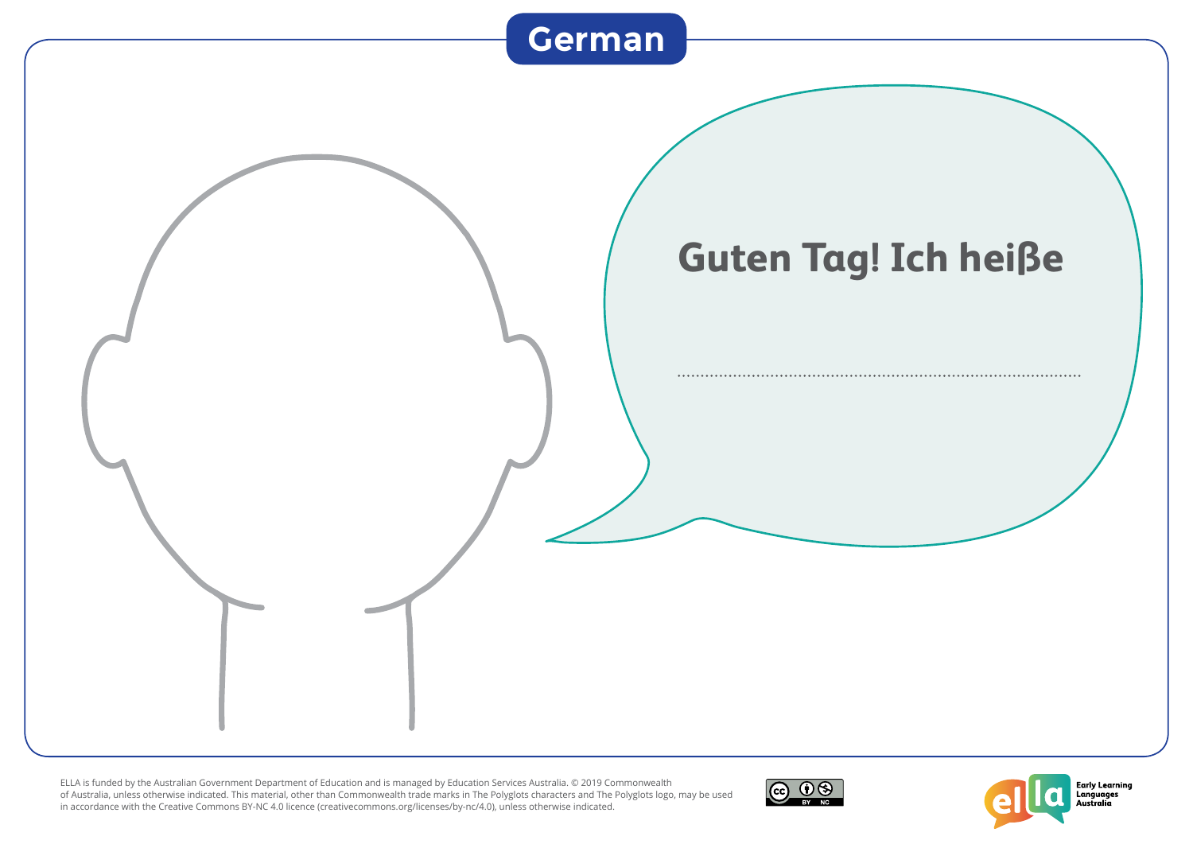# German

Guten Tag! Ich heiße

..............................................................................................

ELLA is funded by the Australian Government Department of Education and is managed by Education Services Australia. © 2019 Commonwealth of Australia, unless otherwise indicated. This material, other than Commonwealth trade marks in The Polyglots characters and The Polyglots logo, may be used in accordance with the Creative Commons BY-NC 4.0 licence (creativecommons.org/licenses/by-nc/4.0), unless otherwise indicated.

Early Learning Languages Australia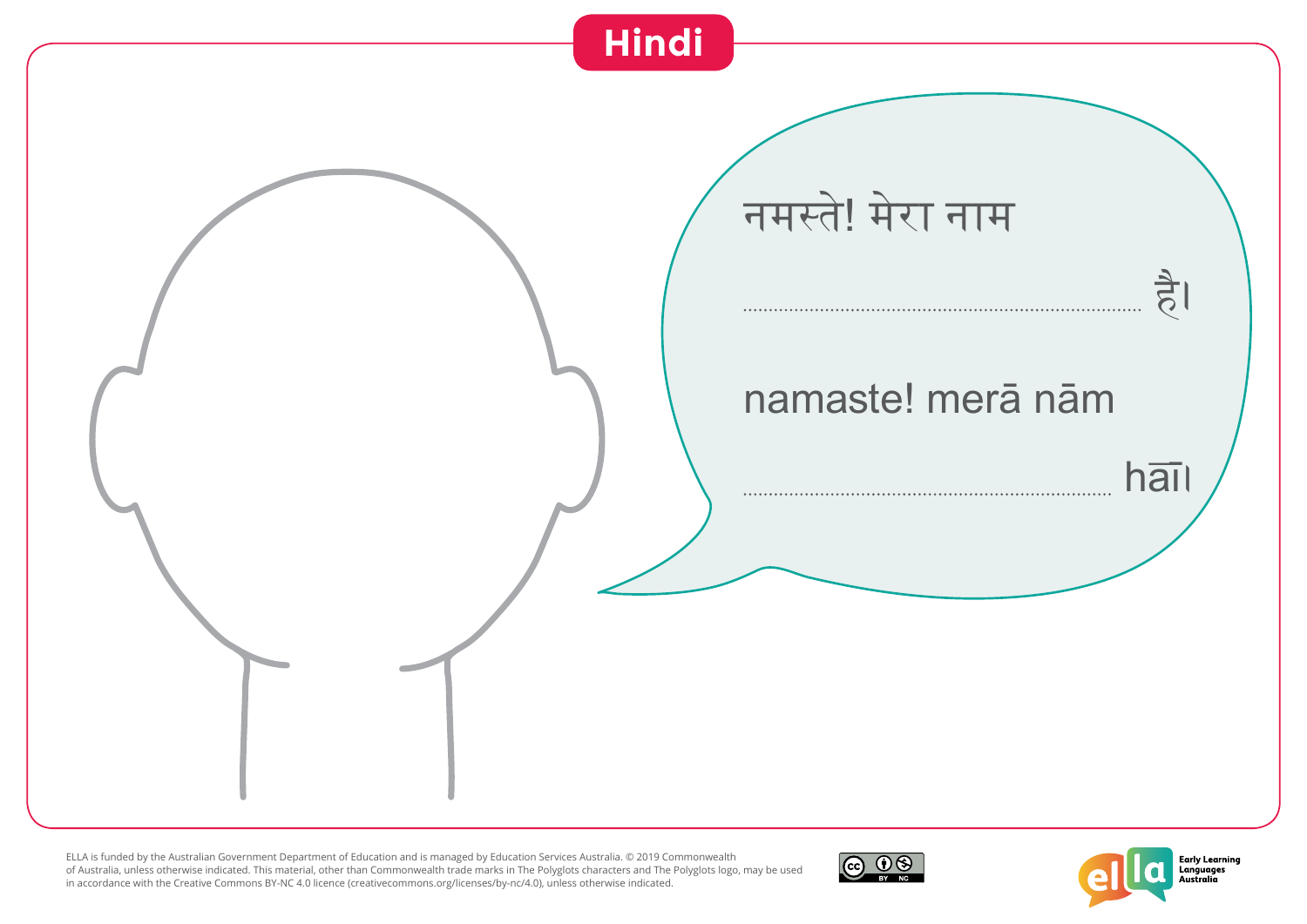# Hindi

नमस्ते! मेरा नाम

........................................................................ है।

namaste! merā nām

........................................................................ hāī।

ELLA is funded by the Australian Government Department of Education and is managed by Education Services Australia. © 2019 Commonwealth of Australia, unless otherwise indicated. This material, other than Commonwealth trade marks in The Polyglots characters and The Polyglots logo, may be used in accordance with the Creative Commons BY-NC 4.0 licence (creativecommons.org/licenses/by-nc/4.0), unless otherwise indicated.

Early Learning Languages Australia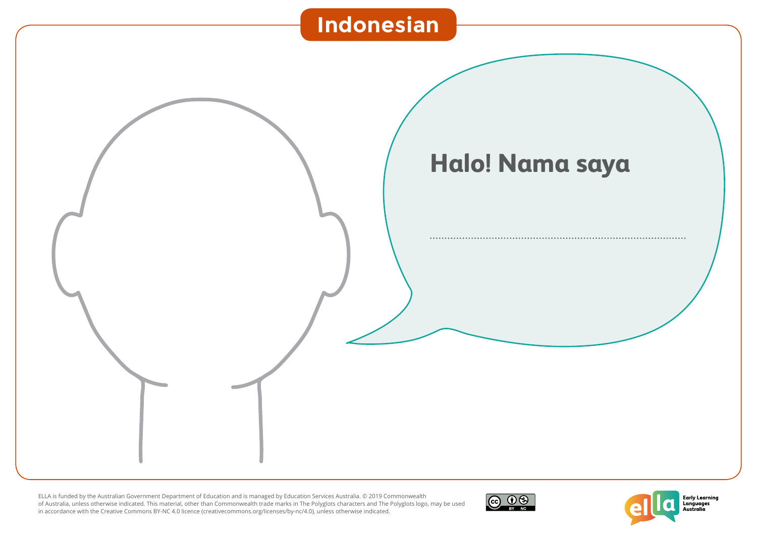# Indonesian

**Halo! Nama saya**

..............................................................................................

ELLA is funded by the Australian Government Department of Education and is managed by Education Services Australia. © 2019 Commonwealth of Australia, unless otherwise indicated. This material, other than Commonwealth trade marks in The Polyglots characters and The Polyglots logo, may be used in accordance with the Creative Commons BY-NC 4.0 licence (creativecommons.org/licenses/by-nc/4.0), unless otherwise indicated.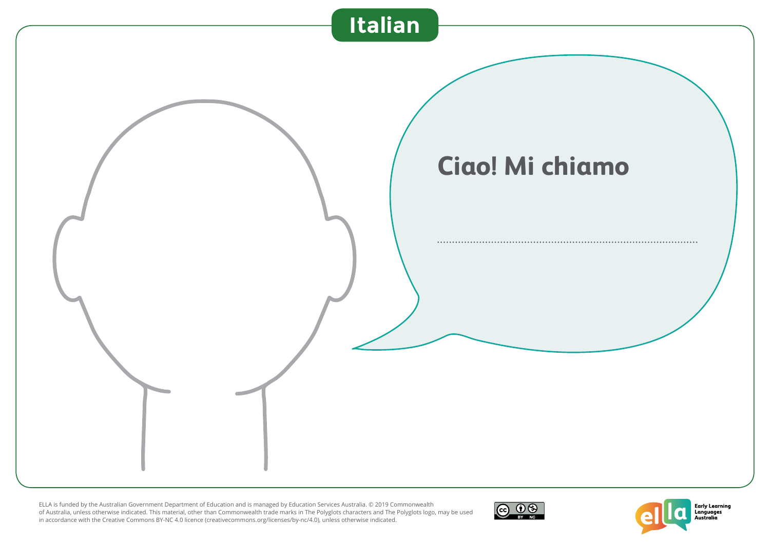# Italian

Ciao! Mi chiamo

..............................................................................................

ELLA is funded by the Australian Government Department of Education and is managed by Education Services Australia. © 2019 Commonwealth of Australia, unless otherwise indicated. This material, other than Commonwealth trade marks in The Polyglots characters and The Polyglots logo, may be used in accordance with the Creative Commons BY-NC 4.0 licence (creativecommons.org/licenses/by-nc/4.0), unless otherwise indicated.

Early Learning Languages Australia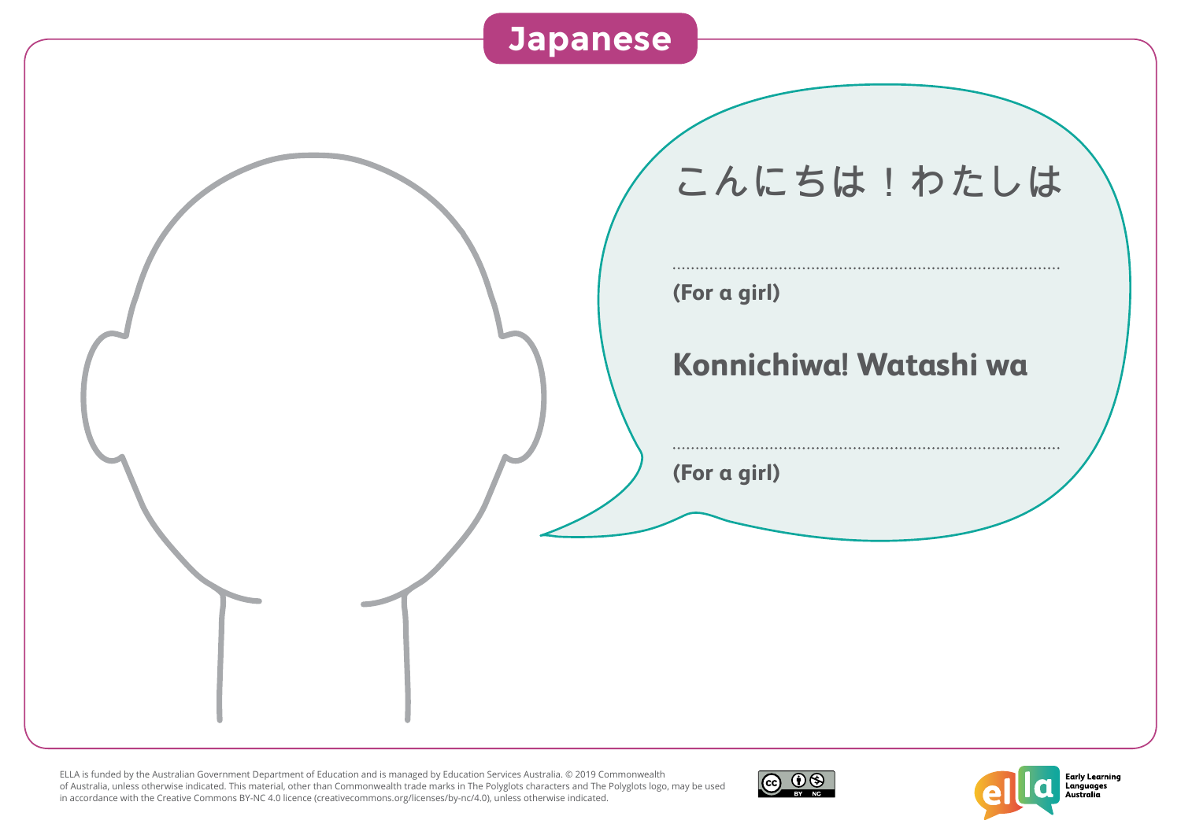# Japanese

こんにちは！わたしは

..............................................................................................

**(For a girl)**

**Konnichiwa! Watashi wa**

..............................................................................................

**(For a girl)**

ELLA is funded by the Australian Government Department of Education and is managed by Education Services Australia. © 2019 Commonwealth of Australia, unless otherwise indicated. This material, other than Commonwealth trade marks in The Polyglots characters and The Polyglots logo, may be used in accordance with the Creative Commons BY-NC 4.0 licence (creativecommons.org/licenses/by-nc/4.0), unless otherwise indicated.

Early Learning Languages Australia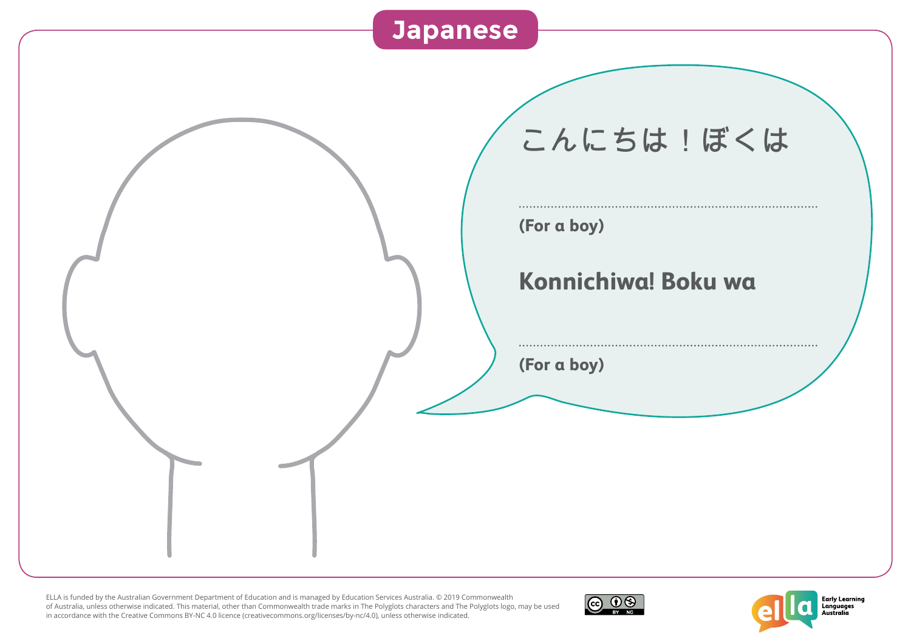# Japanese

こんにちは！ぼくは

..........................................................................................

(For a boy)

**Konnichiwa! Boku wa**

..........................................................................................

(For a boy)

ELLA is funded by the Australian Government Department of Education and is managed by Education Services Australia. © 2019 Commonwealth of Australia, unless otherwise indicated. This material, other than Commonwealth trade marks in The Polyglots characters and The Polyglots logo, may be used in accordance with the Creative Commons BY-NC 4.0 licence (creativecommons.org/licenses/by-nc/4.0), unless otherwise indicated.

Early Learning Languages Australia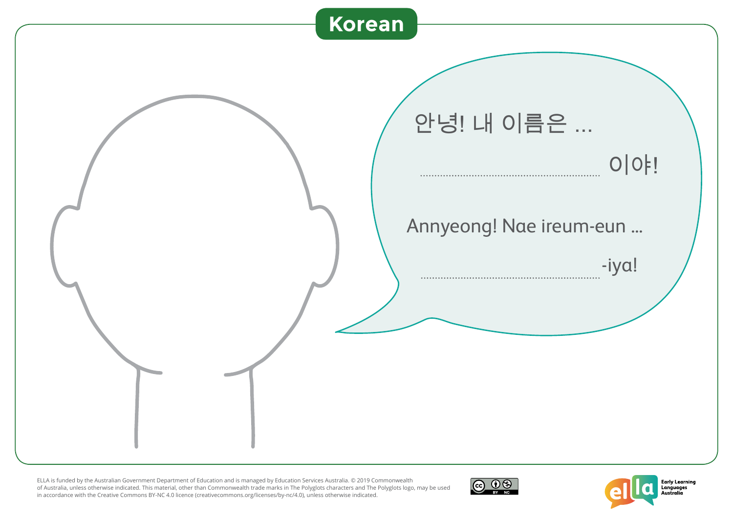# Korean

안녕! 내 이름은 ...

.............................................................. 이야!

Annyeong! Nae ireum-eun ...

.............................................................. -iya!

ELLA is funded by the Australian Government Department of Education and is managed by Education Services Australia. © 2019 Commonwealth of Australia, unless otherwise indicated. This material, other than Commonwealth trade marks in The Polyglots characters and The Polyglots logo, may be used in accordance with the Creative Commons BY-NC 4.0 licence (creativecommons.org/licenses/by-nc/4.0), unless otherwise indicated.

Early Learning Languages Australia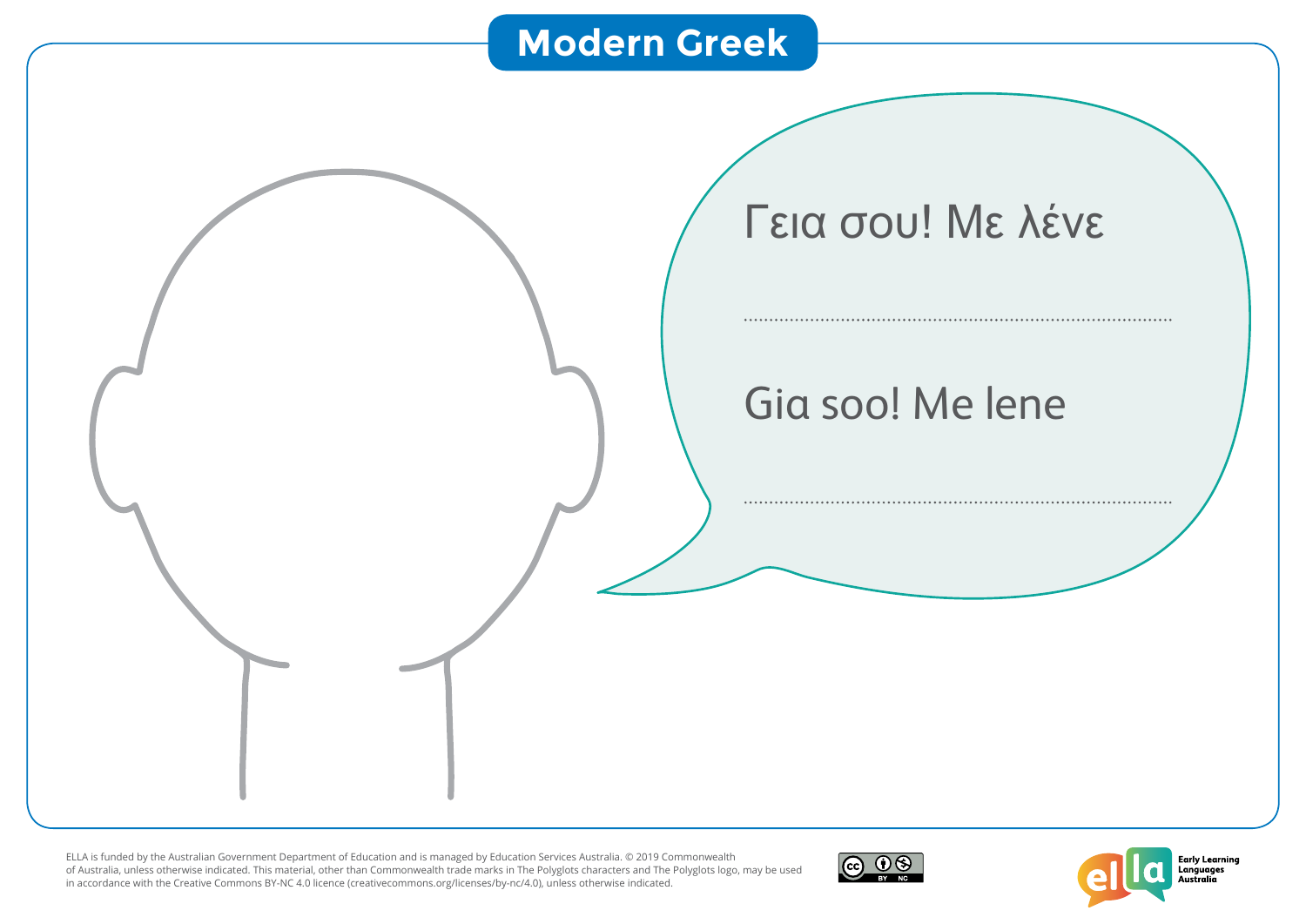# Modern Greek

Γεια σου! Με λένε

..................................................................................

Gia soo! Me lene

..................................................................................

ELLA is funded by the Australian Government Department of Education and is managed by Education Services Australia. © 2019 Commonwealth of Australia, unless otherwise indicated. This material, other than Commonwealth trade marks in The Polyglots characters and The Polyglots logo, may be used in accordance with the Creative Commons BY-NC 4.0 licence (creativecommons.org/licenses/by-nc/4.0), unless otherwise indicated.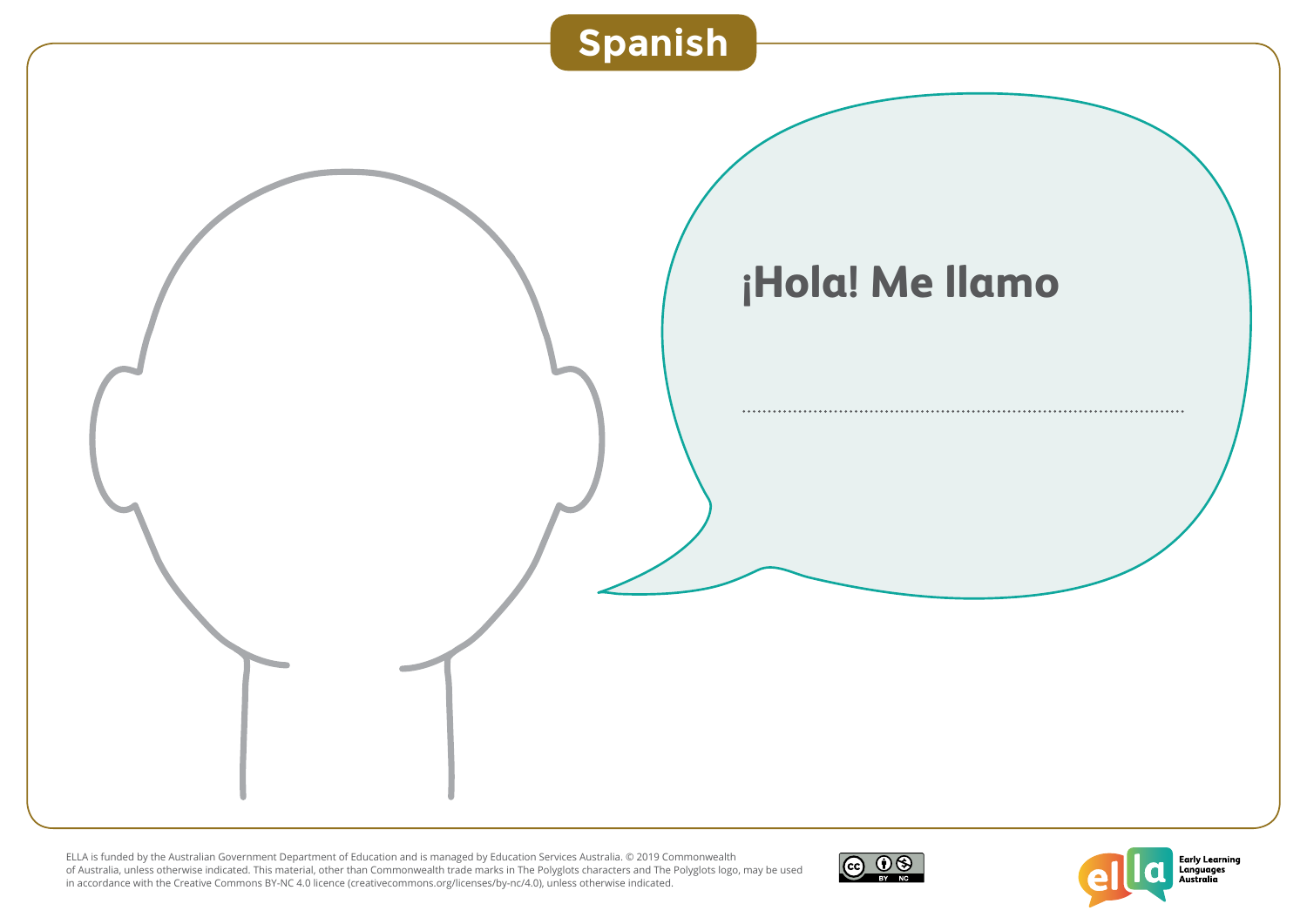# Spanish

¡Hola! Me llamo

..............................................................................................

ELLA is funded by the Australian Government Department of Education and is managed by Education Services Australia. © 2019 Commonwealth of Australia, unless otherwise indicated. This material, other than Commonwealth trade marks in The Polyglots characters and The Polyglots logo, may be used in accordance with the Creative Commons BY-NC 4.0 licence (creativecommons.org/licenses/by-nc/4.0), unless otherwise indicated.

Early Learning Languages Australia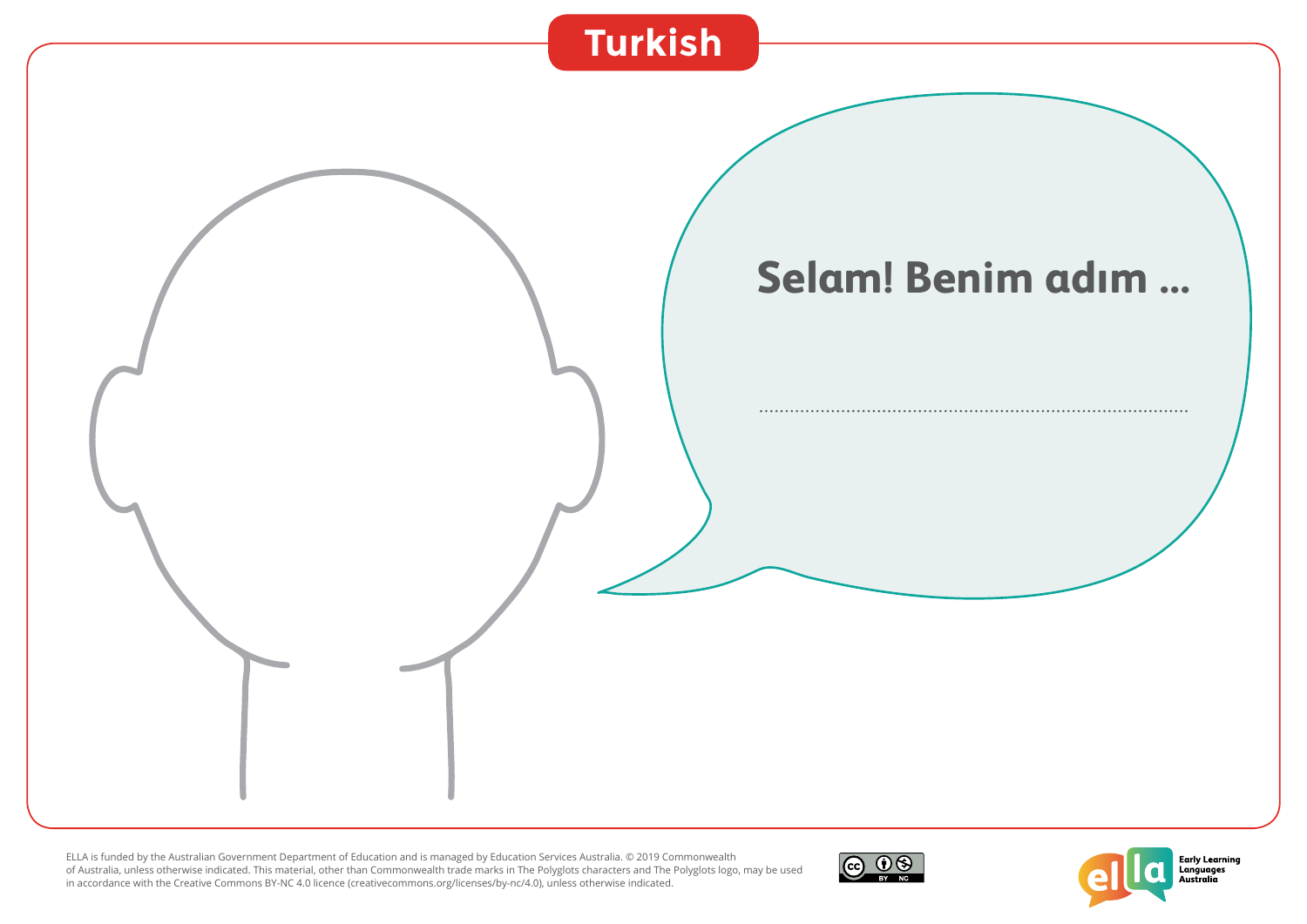# Turkish

**Selam! Benim adım ...**

..........................................................................................

ELLA is funded by the Australian Government Department of Education and is managed by Education Services Australia. © 2019 Commonwealth of Australia, unless otherwise indicated. This material, other than Commonwealth trade marks in The Polyglots characters and The Polyglots logo, may be used in accordance with the Creative Commons BY-NC 4.0 licence (creativecommons.org/licenses/by-nc/4.0), unless otherwise indicated.

Early Learning Languages Australia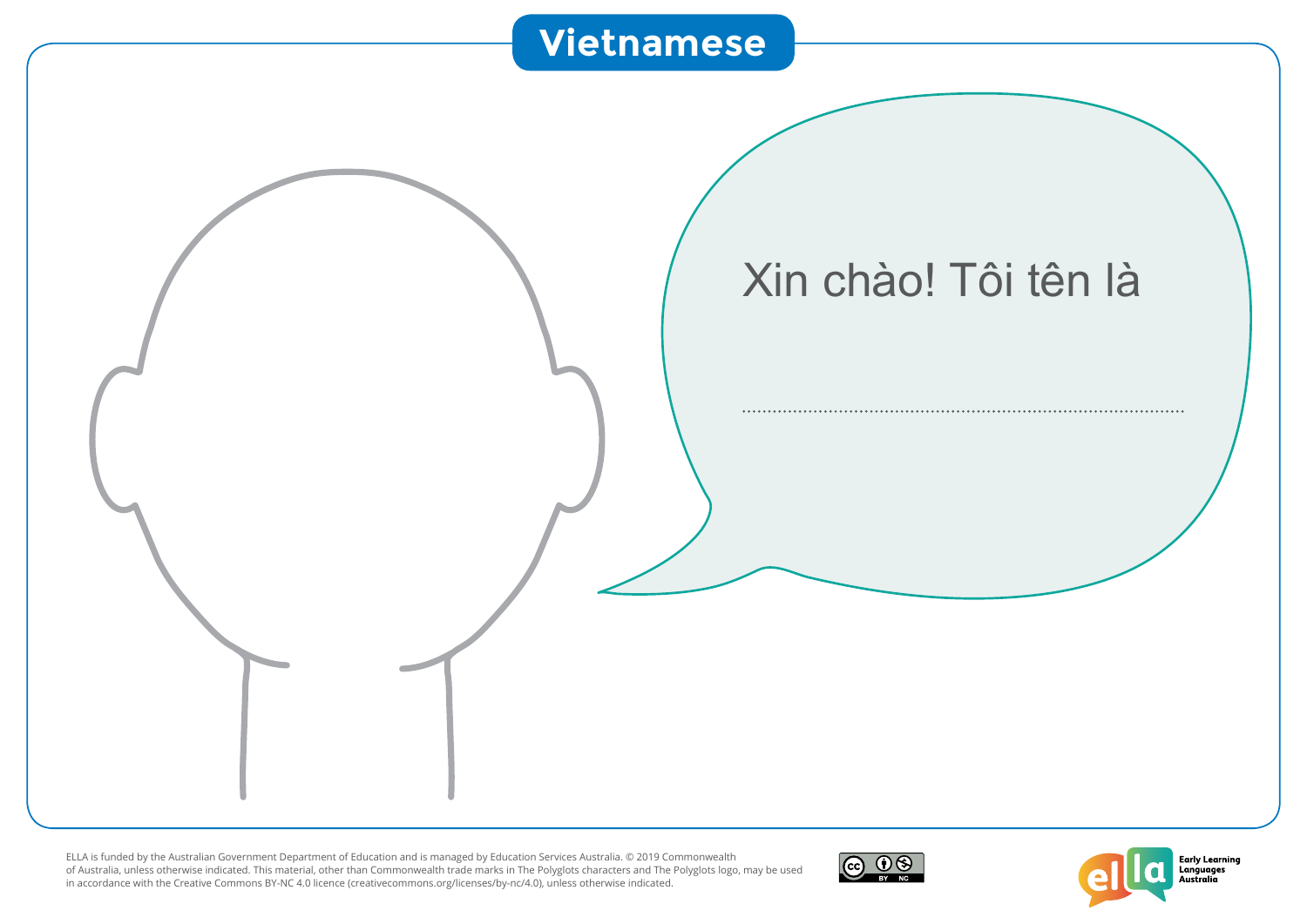# Vietnamese

Xin chào! Tôi tên là

..............................................................................

ELLA is funded by the Australian Government Department of Education and is managed by Education Services Australia. © 2019 Commonwealth of Australia, unless otherwise indicated. This material, other than Commonwealth trade marks in The Polyglots characters and The Polyglots logo, may be used in accordance with the Creative Commons BY-NC 4.0 licence (creativecommons.org/licenses/by-nc/4.0), unless otherwise indicated.

Early Learning Languages Australia